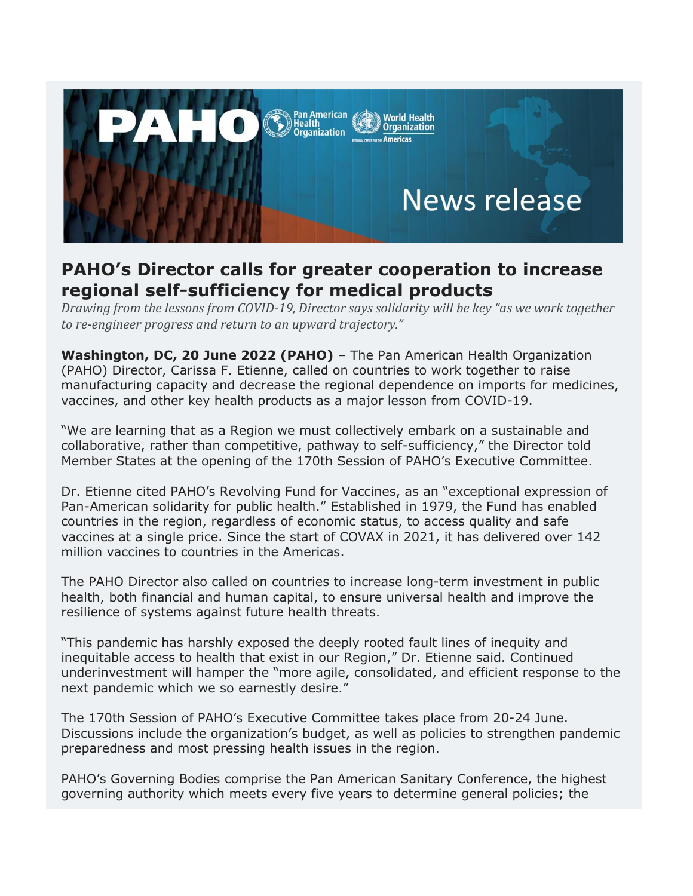# PAHO's Director calls for greater cooperation to increase regional self-sufficiency for medical products

*Drawing from the lessons from COVID-19, Director says solidarity will be key "as we work together to re-engineer progress and return to an upward trajectory."*

**Washington, DC, 20 June 2022 (PAHO)** – The Pan American Health Organization (PAHO) Director, Carissa F. Etienne, called on countries to work together to raise manufacturing capacity and decrease the regional dependence on imports for medicines, vaccines, and other key health products as a major lesson from COVID-19.

"We are learning that as a Region we must collectively embark on a sustainable and collaborative, rather than competitive, pathway to self-sufficiency," the Director told Member States at the opening of the 170th Session of PAHO's Executive Committee.

Dr. Etienne cited PAHO's Revolving Fund for Vaccines, as an "exceptional expression of Pan-American solidarity for public health." Established in 1979, the Fund has enabled countries in the region, regardless of economic status, to access quality and safe vaccines at a single price. Since the start of COVAX in 2021, it has delivered over 142 million vaccines to countries in the Americas.

The PAHO Director also called on countries to increase long-term investment in public health, both financial and human capital, to ensure universal health and improve the resilience of systems against future health threats.

"This pandemic has harshly exposed the deeply rooted fault lines of inequity and inequitable access to health that exist in our Region," Dr. Etienne said. Continued underinvestment will hamper the "more agile, consolidated, and efficient response to the next pandemic which we so earnestly desire."

The 170th Session of PAHO's Executive Committee takes place from 20-24 June. Discussions include the organization's budget, as well as policies to strengthen pandemic preparedness and most pressing health issues in the region.

PAHO's Governing Bodies comprise the Pan American Sanitary Conference, the highest governing authority which meets every five years to determine general policies; the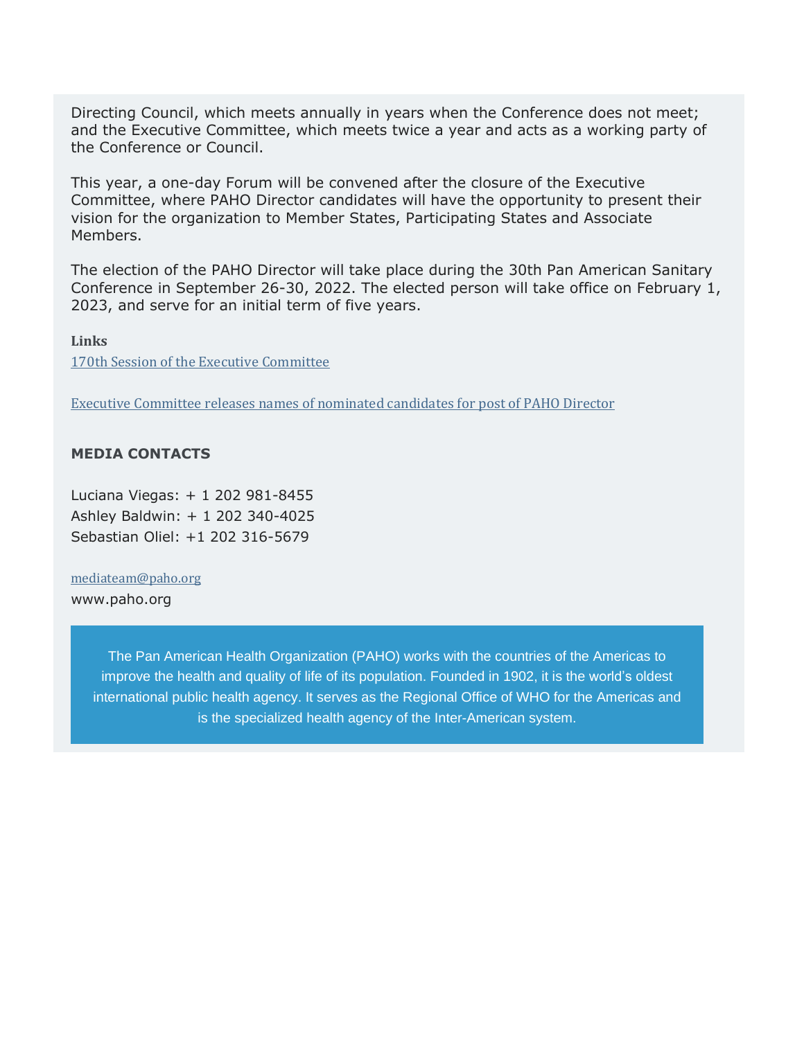Directing Council, which meets annually in years when the Conference does not meet; and the Executive Committee, which meets twice a year and acts as a working party of the Conference or Council.

This year, a one-day Forum will be convened after the closure of the Executive Committee, where PAHO Director candidates will have the opportunity to present their vision for the organization to Member States, Participating States and Associate Members.

The election of the PAHO Director will take place during the 30th Pan American Sanitary Conference in September 26-30, 2022. The elected person will take office on February 1, 2023, and serve for an initial term of five years.

**Links**

170th Session of the Executive Committee

Executive Committee releases names of nominated candidates for post of PAHO Director

**MEDIA CONTACTS**

Luciana Viegas: + 1 202 981-8455
Ashley Baldwin: + 1 202 340-4025
Sebastian Oliel: +1 202 316-5679

mediateam@paho.org
www.paho.org

The Pan American Health Organization (PAHO) works with the countries of the Americas to improve the health and quality of life of its population. Founded in 1902, it is the world's oldest international public health agency. It serves as the Regional Office of WHO for the Americas and is the specialized health agency of the Inter-American system.